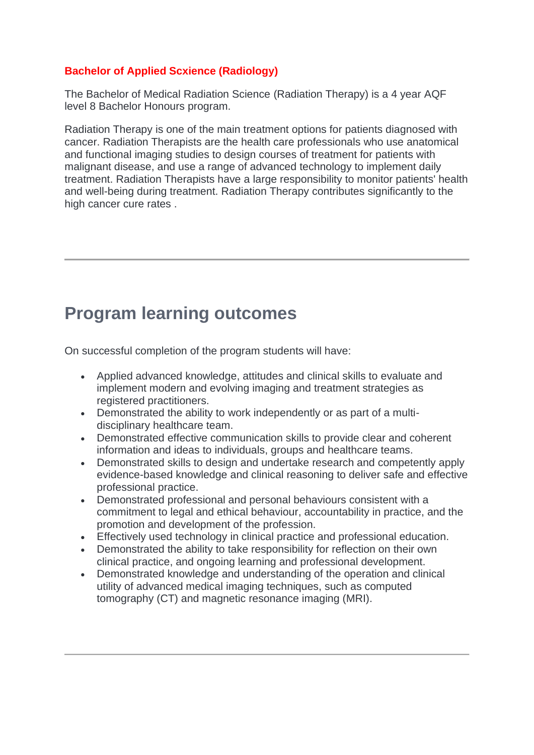**Bachelor of Applied Scxience (Radiology)**

The Bachelor of Medical Radiation Science (Radiation Therapy) is a 4 year AQF level 8 Bachelor Honours program.

Radiation Therapy is one of the main treatment options for patients diagnosed with cancer. Radiation Therapists are the health care professionals who use anatomical and functional imaging studies to design courses of treatment for patients with malignant disease, and use a range of advanced technology to implement daily treatment. Radiation Therapists have a large responsibility to monitor patients' health and well-being during treatment. Radiation Therapy contributes significantly to the high cancer cure rates .

---

## Program learning outcomes

On successful completion of the program students will have:

- Applied advanced knowledge, attitudes and clinical skills to evaluate and implement modern and evolving imaging and treatment strategies as registered practitioners.
- Demonstrated the ability to work independently or as part of a multi-disciplinary healthcare team.
- Demonstrated effective communication skills to provide clear and coherent information and ideas to individuals, groups and healthcare teams.
- Demonstrated skills to design and undertake research and competently apply evidence-based knowledge and clinical reasoning to deliver safe and effective professional practice.
- Demonstrated professional and personal behaviours consistent with a commitment to legal and ethical behaviour, accountability in practice, and the promotion and development of the profession.
- Effectively used technology in clinical practice and professional education.
- Demonstrated the ability to take responsibility for reflection on their own clinical practice, and ongoing learning and professional development.
- Demonstrated knowledge and understanding of the operation and clinical utility of advanced medical imaging techniques, such as computed tomography (CT) and magnetic resonance imaging (MRI).

---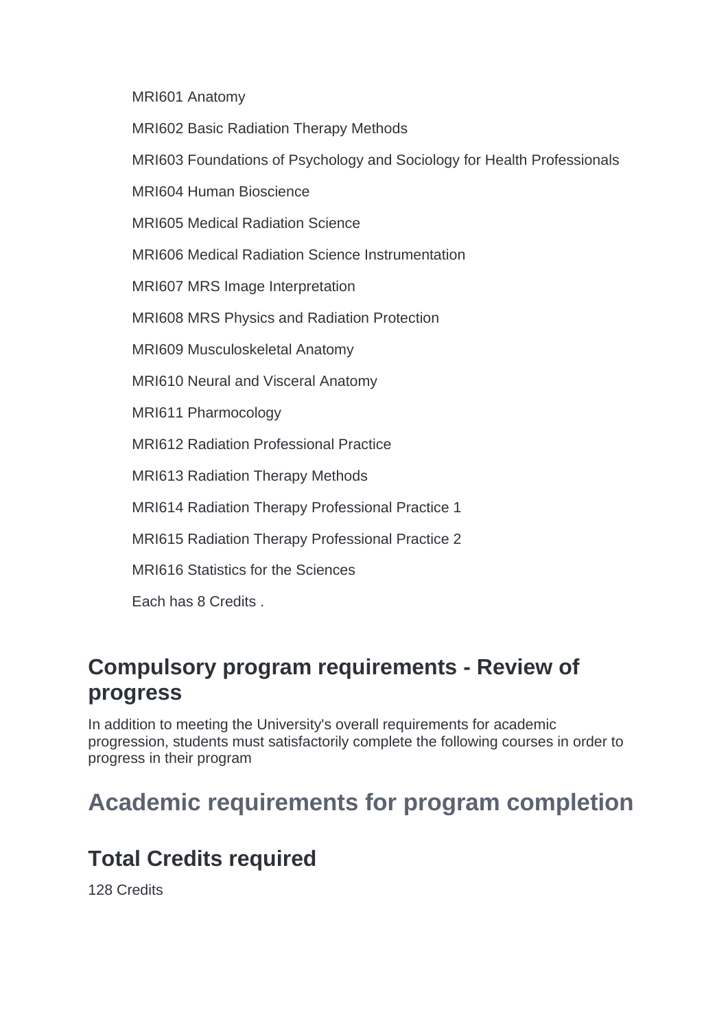MRI601 Anatomy

MRI602 Basic Radiation Therapy Methods

MRI603 Foundations of Psychology and Sociology for Health Professionals

MRI604 Human Bioscience

MRI605 Medical Radiation Science

MRI606 Medical Radiation Science Instrumentation

MRI607 MRS Image Interpretation

MRI608 MRS Physics and Radiation Protection

MRI609 Musculoskeletal Anatomy

MRI610 Neural and Visceral Anatomy

MRI611 Pharmocology

MRI612 Radiation Professional Practice

MRI613 Radiation Therapy Methods

MRI614 Radiation Therapy Professional Practice 1

MRI615 Radiation Therapy Professional Practice 2

MRI616 Statistics for the Sciences

Each has 8 Credits .

## Compulsory program requirements - Review of progress

In addition to meeting the University's overall requirements for academic progression, students must satisfactorily complete the following courses in order to progress in their program

## Academic requirements for program completion

## Total Credits required

128 Credits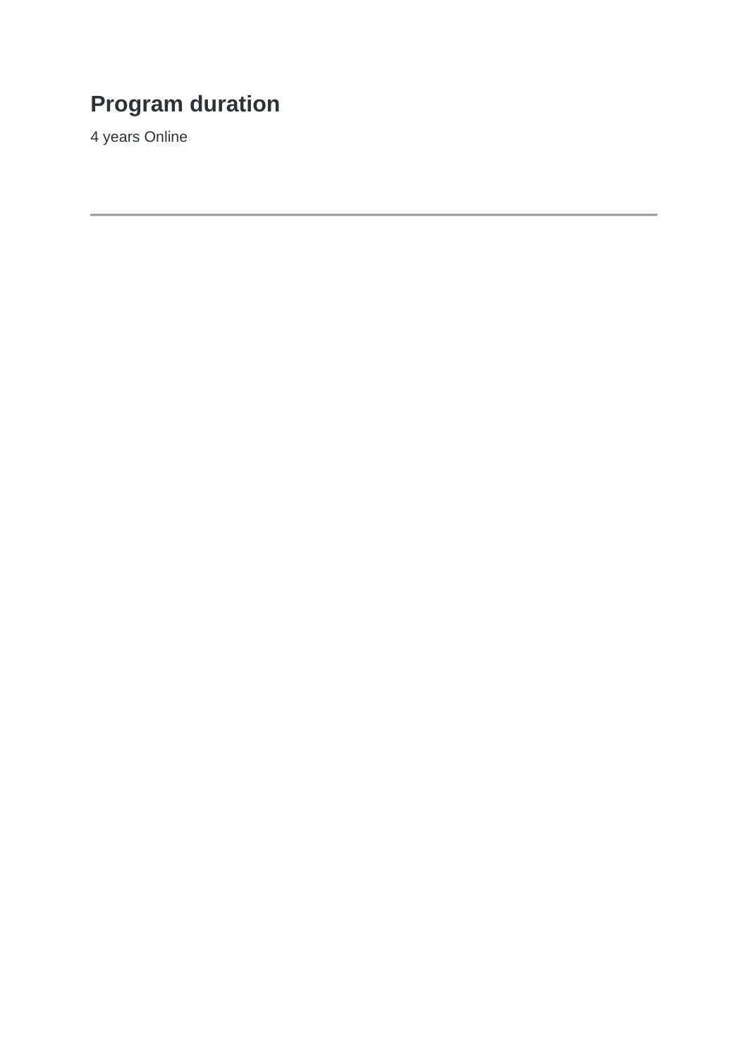## Program duration

4 years Online

---